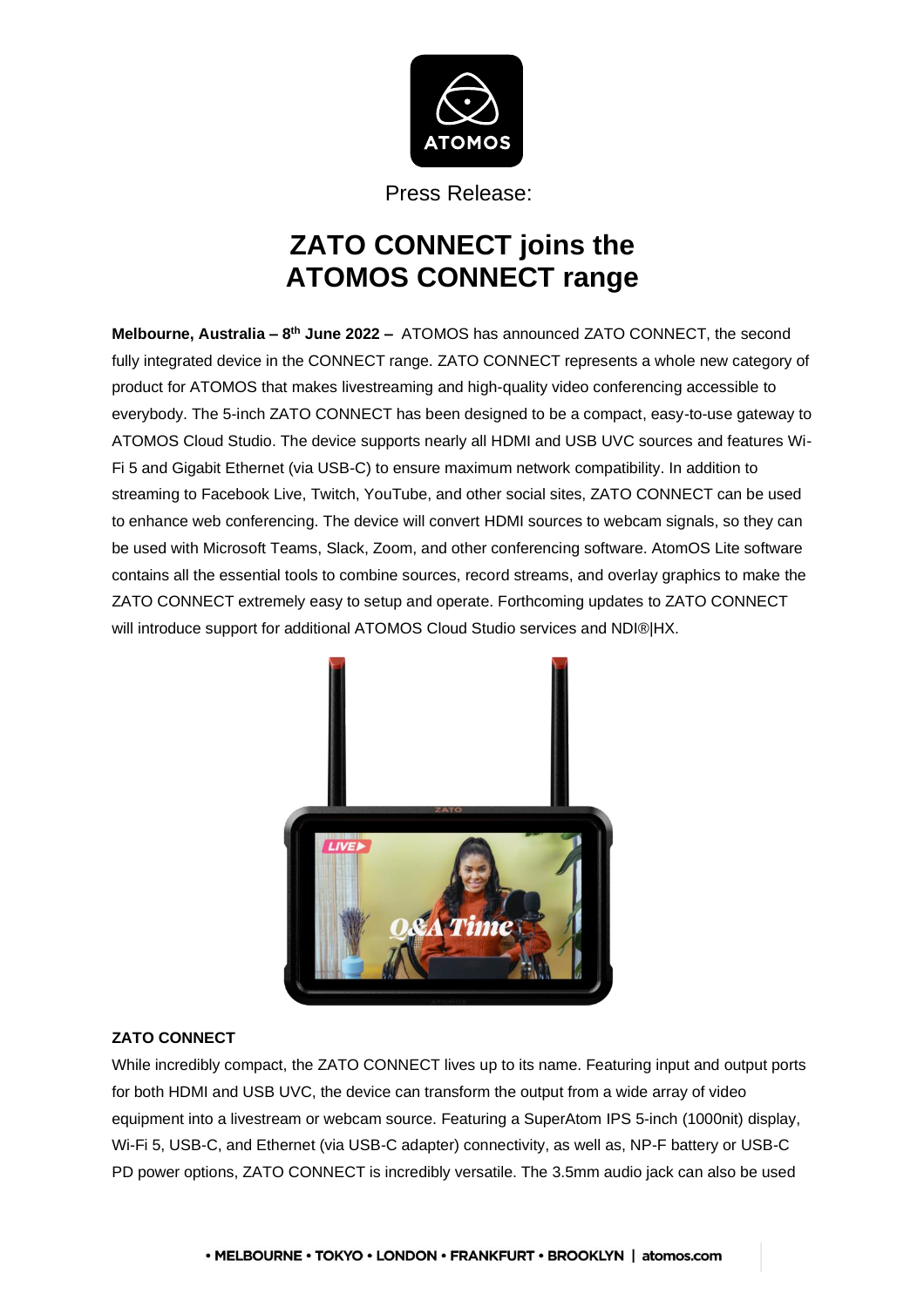Press Release:

# ZATO CONNECT joins the ATOMOS CONNECT range

**Melbourne, Australia – 8th June 2022 –** ATOMOS has announced ZATO CONNECT, the second fully integrated device in the CONNECT range. ZATO CONNECT represents a whole new category of product for ATOMOS that makes livestreaming and high-quality video conferencing accessible to everybody. The 5-inch ZATO CONNECT has been designed to be a compact, easy-to-use gateway to ATOMOS Cloud Studio. The device supports nearly all HDMI and USB UVC sources and features Wi-Fi 5 and Gigabit Ethernet (via USB-C) to ensure maximum network compatibility. In addition to streaming to Facebook Live, Twitch, YouTube, and other social sites, ZATO CONNECT can be used to enhance web conferencing. The device will convert HDMI sources to webcam signals, so they can be used with Microsoft Teams, Slack, Zoom, and other conferencing software. AtomOS Lite software contains all the essential tools to combine sources, record streams, and overlay graphics to make the ZATO CONNECT extremely easy to setup and operate. Forthcoming updates to ZATO CONNECT will introduce support for additional ATOMOS Cloud Studio services and NDI®|HX.

**ZATO CONNECT**

While incredibly compact, the ZATO CONNECT lives up to its name. Featuring input and output ports for both HDMI and USB UVC, the device can transform the output from a wide array of video equipment into a livestream or webcam source. Featuring a SuperAtom IPS 5-inch (1000nit) display, Wi-Fi 5, USB-C, and Ethernet (via USB-C adapter) connectivity, as well as, NP-F battery or USB-C PD power options, ZATO CONNECT is incredibly versatile. The 3.5mm audio jack can also be used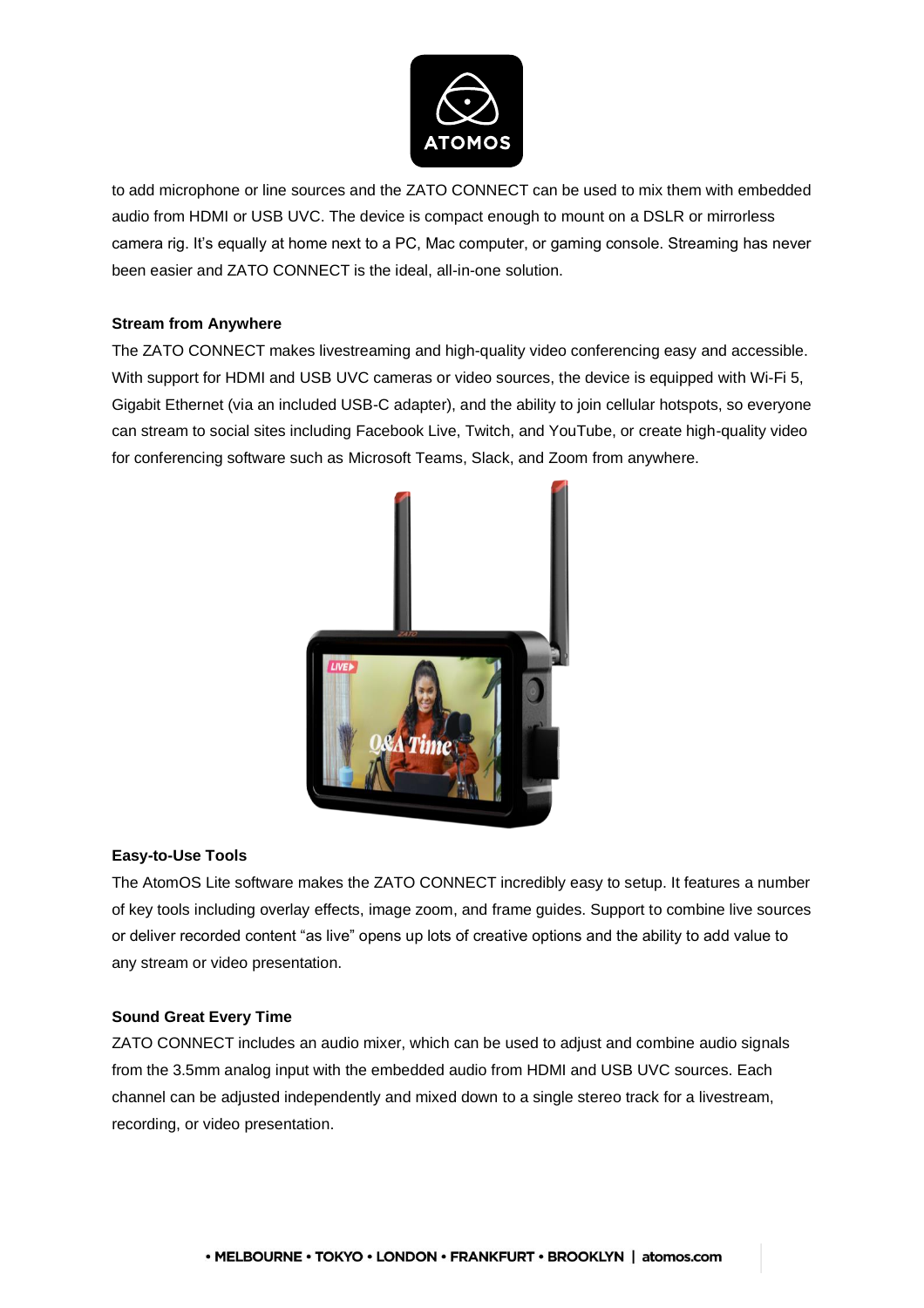to add microphone or line sources and the ZATO CONNECT can be used to mix them with embedded audio from HDMI or USB UVC. The device is compact enough to mount on a DSLR or mirrorless camera rig. It's equally at home next to a PC, Mac computer, or gaming console. Streaming has never been easier and ZATO CONNECT is the ideal, all-in-one solution.

**Stream from Anywhere**

The ZATO CONNECT makes livestreaming and high-quality video conferencing easy and accessible. With support for HDMI and USB UVC cameras or video sources, the device is equipped with Wi-Fi 5, Gigabit Ethernet (via an included USB-C adapter), and the ability to join cellular hotspots, so everyone can stream to social sites including Facebook Live, Twitch, and YouTube, or create high-quality video for conferencing software such as Microsoft Teams, Slack, and Zoom from anywhere.

**Easy-to-Use Tools**

The AtomOS Lite software makes the ZATO CONNECT incredibly easy to setup. It features a number of key tools including overlay effects, image zoom, and frame guides. Support to combine live sources or deliver recorded content "as live" opens up lots of creative options and the ability to add value to any stream or video presentation.

**Sound Great Every Time**

ZATO CONNECT includes an audio mixer, which can be used to adjust and combine audio signals from the 3.5mm analog input with the embedded audio from HDMI and USB UVC sources. Each channel can be adjusted independently and mixed down to a single stereo track for a livestream, recording, or video presentation.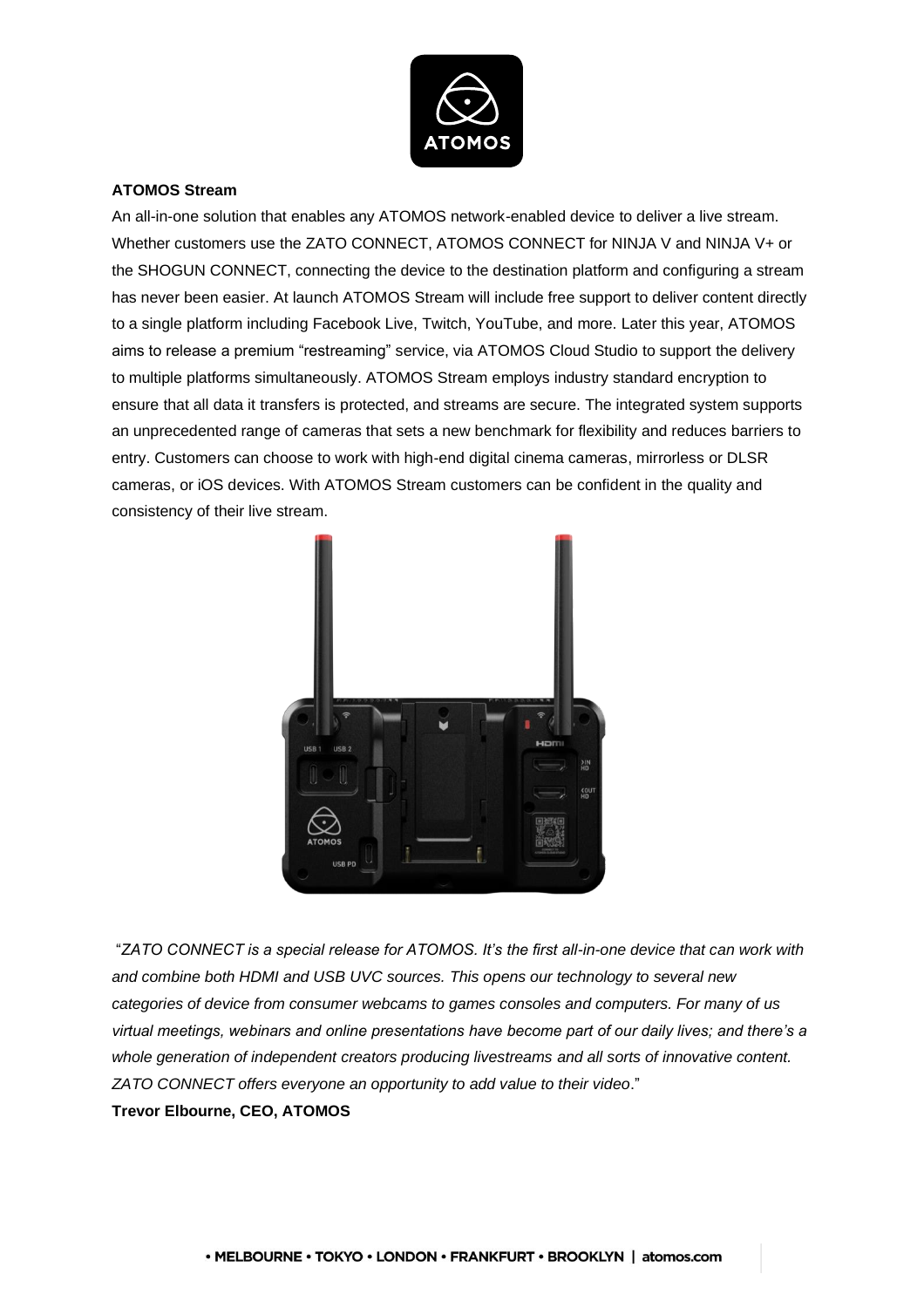**ATOMOS Stream**

An all-in-one solution that enables any ATOMOS network-enabled device to deliver a live stream. Whether customers use the ZATO CONNECT, ATOMOS CONNECT for NINJA V and NINJA V+ or the SHOGUN CONNECT, connecting the device to the destination platform and configuring a stream has never been easier. At launch ATOMOS Stream will include free support to deliver content directly to a single platform including Facebook Live, Twitch, YouTube, and more. Later this year, ATOMOS aims to release a premium "restreaming" service, via ATOMOS Cloud Studio to support the delivery to multiple platforms simultaneously. ATOMOS Stream employs industry standard encryption to ensure that all data it transfers is protected, and streams are secure. The integrated system supports an unprecedented range of cameras that sets a new benchmark for flexibility and reduces barriers to entry. Customers can choose to work with high-end digital cinema cameras, mirrorless or DLSR cameras, or iOS devices. With ATOMOS Stream customers can be confident in the quality and consistency of their live stream.

"*ZATO CONNECT is a special release for ATOMOS. It's the first all-in-one device that can work with and combine both HDMI and USB UVC sources. This opens our technology to several new categories of device from consumer webcams to games consoles and computers. For many of us virtual meetings, webinars and online presentations have become part of our daily lives; and there's a whole generation of independent creators producing livestreams and all sorts of innovative content. ZATO CONNECT offers everyone an opportunity to add value to their video*."

**Trevor Elbourne, CEO, ATOMOS**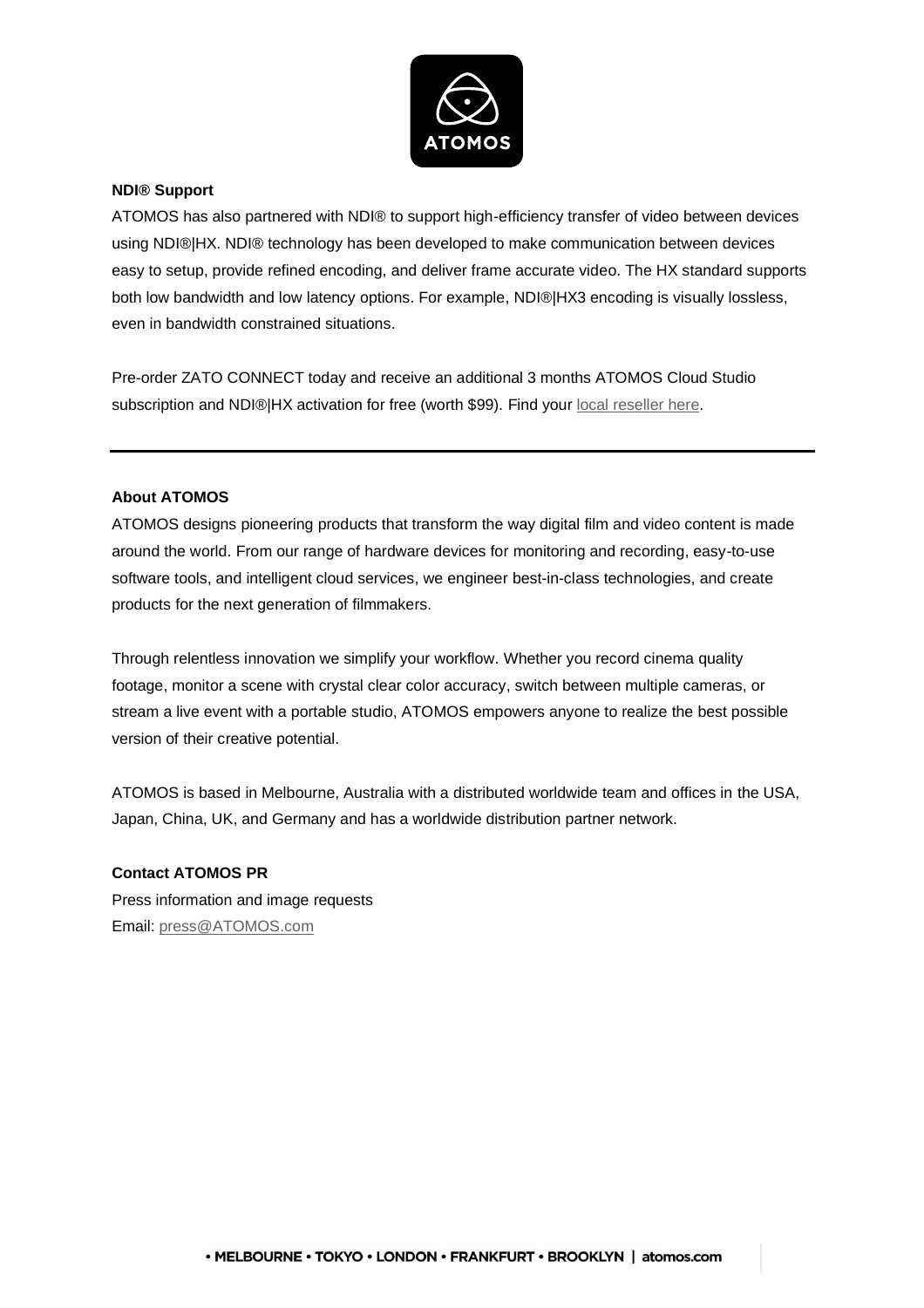**NDI® Support**

ATOMOS has also partnered with NDI® to support high-efficiency transfer of video between devices using NDI®|HX. NDI® technology has been developed to make communication between devices easy to setup, provide refined encoding, and deliver frame accurate video. The HX standard supports both low bandwidth and low latency options. For example, NDI®|HX3 encoding is visually lossless, even in bandwidth constrained situations.

Pre-order ZATO CONNECT today and receive an additional 3 months ATOMOS Cloud Studio subscription and NDI®|HX activation for free (worth $99). Find your local reseller here.

---

**About ATOMOS**

ATOMOS designs pioneering products that transform the way digital film and video content is made around the world. From our range of hardware devices for monitoring and recording, easy-to-use software tools, and intelligent cloud services, we engineer best-in-class technologies, and create products for the next generation of filmmakers.

Through relentless innovation we simplify your workflow. Whether you record cinema quality footage, monitor a scene with crystal clear color accuracy, switch between multiple cameras, or stream a live event with a portable studio, ATOMOS empowers anyone to realize the best possible version of their creative potential.

ATOMOS is based in Melbourne, Australia with a distributed worldwide team and offices in the USA, Japan, China, UK, and Germany and has a worldwide distribution partner network.

**Contact ATOMOS PR**

Press information and image requests

Email: press@ATOMOS.com